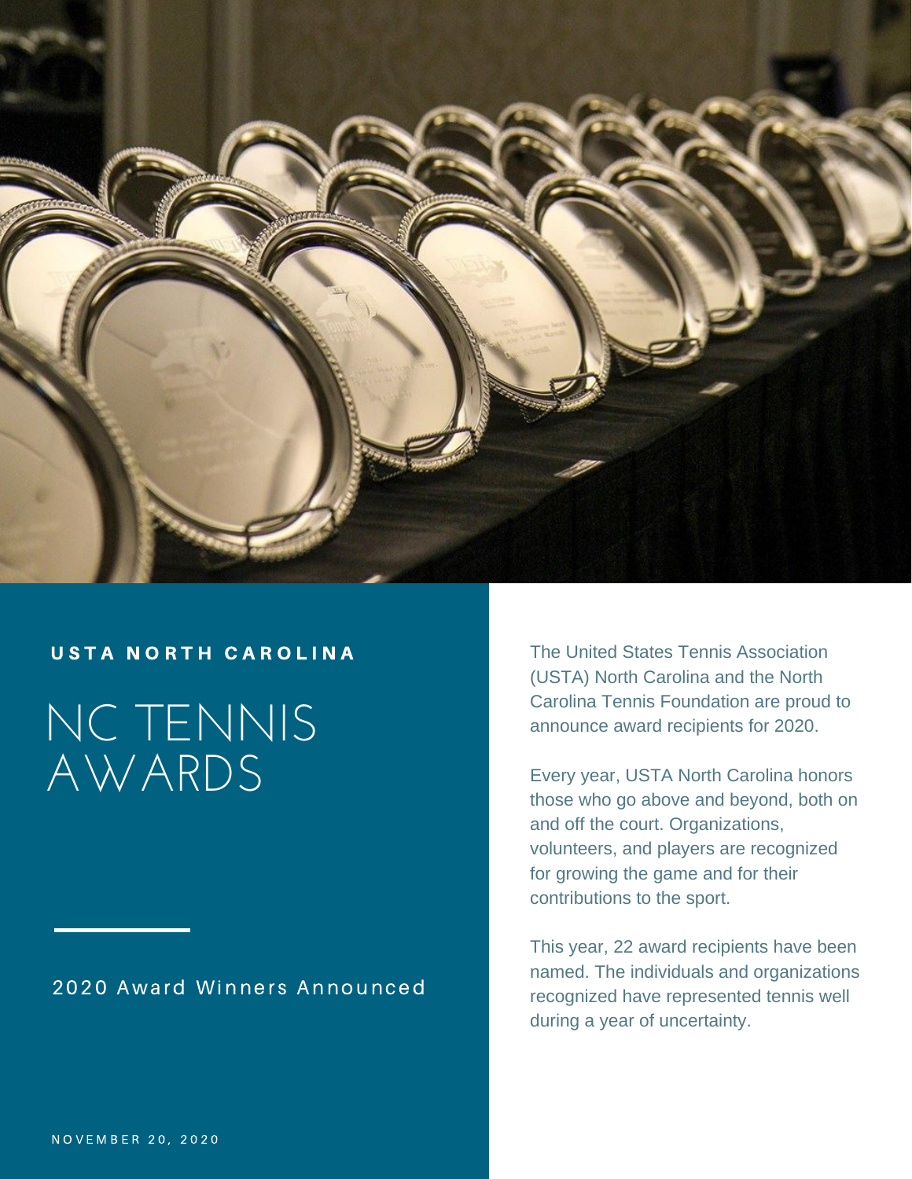USTA NORTH CAROLINA

# NC TENNIS AWARDS

## 2020 Award Winners Announced

NOVEMBER 20, 2020

The United States Tennis Association (USTA) North Carolina and the North Carolina Tennis Foundation are proud to announce award recipients for 2020.

Every year, USTA North Carolina honors those who go above and beyond, both on and off the court. Organizations, volunteers, and players are recognized for growing the game and for their contributions to the sport.

This year, 22 award recipients have been named. The individuals and organizations recognized have represented tennis well during a year of uncertainty.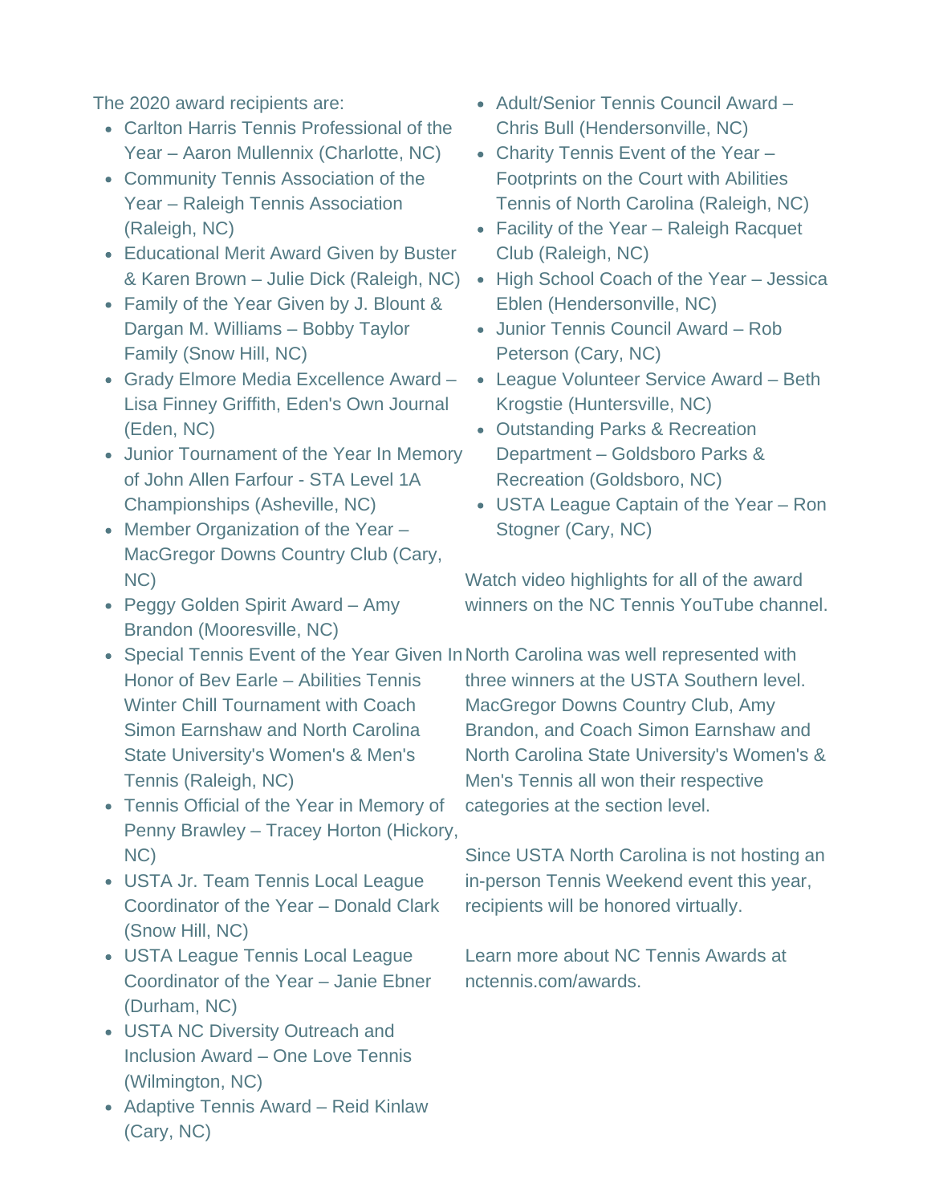The 2020 award recipients are:

- Carlton Harris Tennis Professional of the Year – Aaron Mullennix (Charlotte, NC)
- Community Tennis Association of the Year – Raleigh Tennis Association (Raleigh, NC)
- Educational Merit Award Given by Buster & Karen Brown – Julie Dick (Raleigh, NC)
- Family of the Year Given by J. Blount & Dargan M. Williams – Bobby Taylor Family (Snow Hill, NC)
- Grady Elmore Media Excellence Award – Lisa Finney Griffith, Eden's Own Journal (Eden, NC)
- Junior Tournament of the Year In Memory of John Allen Farfour - STA Level 1A Championships (Asheville, NC)
- Member Organization of the Year – MacGregor Downs Country Club (Cary, NC)
- Peggy Golden Spirit Award – Amy Brandon (Mooresville, NC)
- Special Tennis Event of the Year Given In Honor of Bev Earle – Abilities Tennis Winter Chill Tournament with Coach Simon Earnshaw and North Carolina State University's Women's & Men's Tennis (Raleigh, NC)
- Tennis Official of the Year in Memory of Penny Brawley – Tracey Horton (Hickory, NC)
- USTA Jr. Team Tennis Local League Coordinator of the Year – Donald Clark (Snow Hill, NC)
- USTA League Tennis Local League Coordinator of the Year – Janie Ebner (Durham, NC)
- USTA NC Diversity Outreach and Inclusion Award – One Love Tennis (Wilmington, NC)
- Adaptive Tennis Award – Reid Kinlaw (Cary, NC)
- Adult/Senior Tennis Council Award – Chris Bull (Hendersonville, NC)
- Charity Tennis Event of the Year – Footprints on the Court with Abilities Tennis of North Carolina (Raleigh, NC)
- Facility of the Year – Raleigh Racquet Club (Raleigh, NC)
- High School Coach of the Year – Jessica Eblen (Hendersonville, NC)
- Junior Tennis Council Award – Rob Peterson (Cary, NC)
- League Volunteer Service Award – Beth Krogstie (Huntersville, NC)
- Outstanding Parks & Recreation Department – Goldsboro Parks & Recreation (Goldsboro, NC)
- USTA League Captain of the Year – Ron Stogner (Cary, NC)

Watch video highlights for all of the award winners on the NC Tennis YouTube channel.

North Carolina was well represented with three winners at the USTA Southern level. MacGregor Downs Country Club, Amy Brandon, and Coach Simon Earnshaw and North Carolina State University's Women's & Men's Tennis all won their respective categories at the section level.

Since USTA North Carolina is not hosting an in-person Tennis Weekend event this year, recipients will be honored virtually.

Learn more about NC Tennis Awards at nctennis.com/awards.